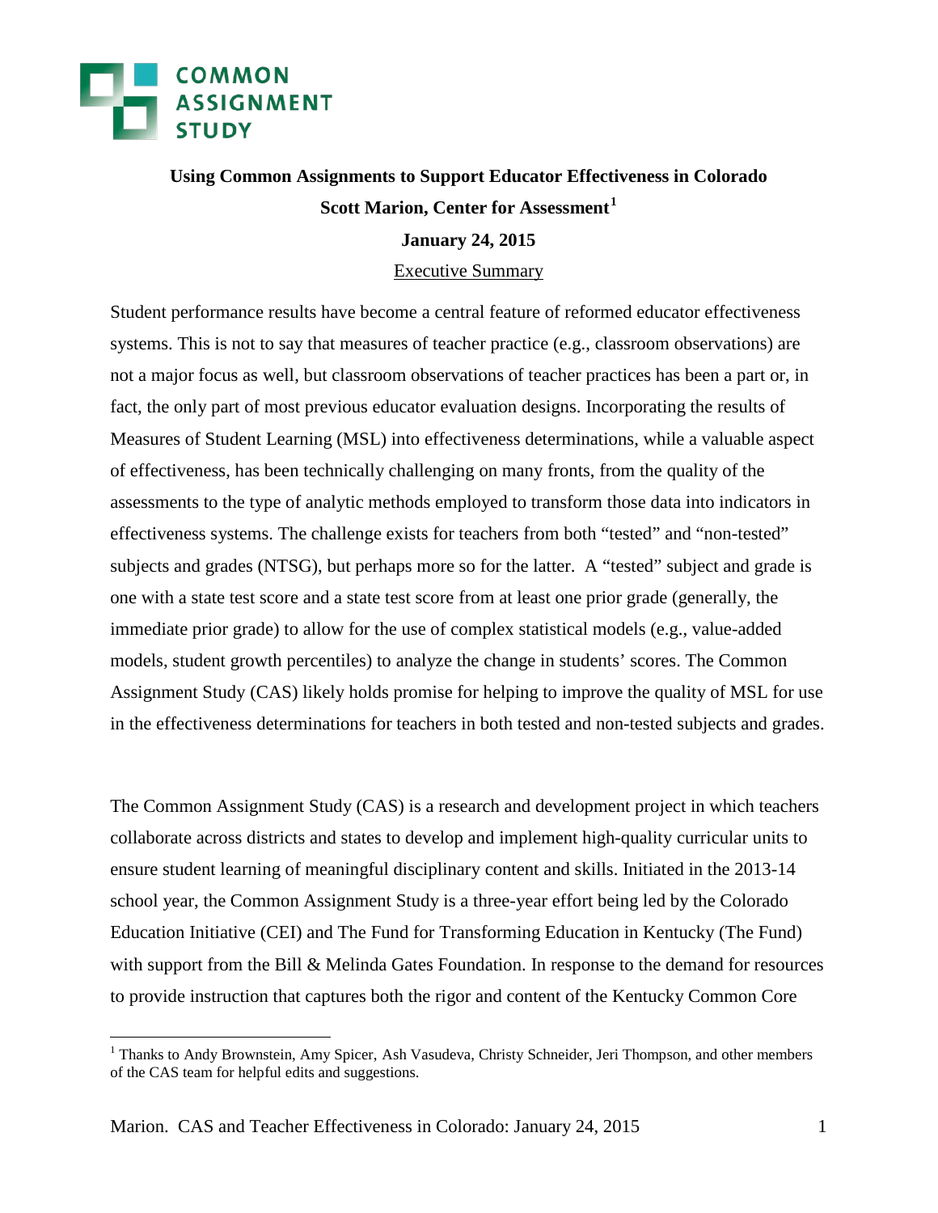**COMMON ASSIGNMENT STUDY**

# Using Common Assignments to Support Educator Effectiveness in Colorado

**Scott Marion, Center for Assessment**[1]

**January 24, 2015**

## Executive Summary

Student performance results have become a central feature of reformed educator effectiveness systems. This is not to say that measures of teacher practice (e.g., classroom observations) are not a major focus as well, but classroom observations of teacher practices has been a part or, in fact, the only part of most previous educator evaluation designs. Incorporating the results of Measures of Student Learning (MSL) into effectiveness determinations, while a valuable aspect of effectiveness, has been technically challenging on many fronts, from the quality of the assessments to the type of analytic methods employed to transform those data into indicators in effectiveness systems. The challenge exists for teachers from both "tested" and "non-tested" subjects and grades (NTSG), but perhaps more so for the latter. A "tested" subject and grade is one with a state test score and a state test score from at least one prior grade (generally, the immediate prior grade) to allow for the use of complex statistical models (e.g., value-added models, student growth percentiles) to analyze the change in students' scores. The Common Assignment Study (CAS) likely holds promise for helping to improve the quality of MSL for use in the effectiveness determinations for teachers in both tested and non-tested subjects and grades.

The Common Assignment Study (CAS) is a research and development project in which teachers collaborate across districts and states to develop and implement high-quality curricular units to ensure student learning of meaningful disciplinary content and skills. Initiated in the 2013-14 school year, the Common Assignment Study is a three-year effort being led by the Colorado Education Initiative (CEI) and The Fund for Transforming Education in Kentucky (The Fund) with support from the Bill & Melinda Gates Foundation. In response to the demand for resources to provide instruction that captures both the rigor and content of the Kentucky Common Core

[1] Thanks to Andy Brownstein, Amy Spicer, Ash Vasudeva, Christy Schneider, Jeri Thompson, and other members of the CAS team for helpful edits and suggestions.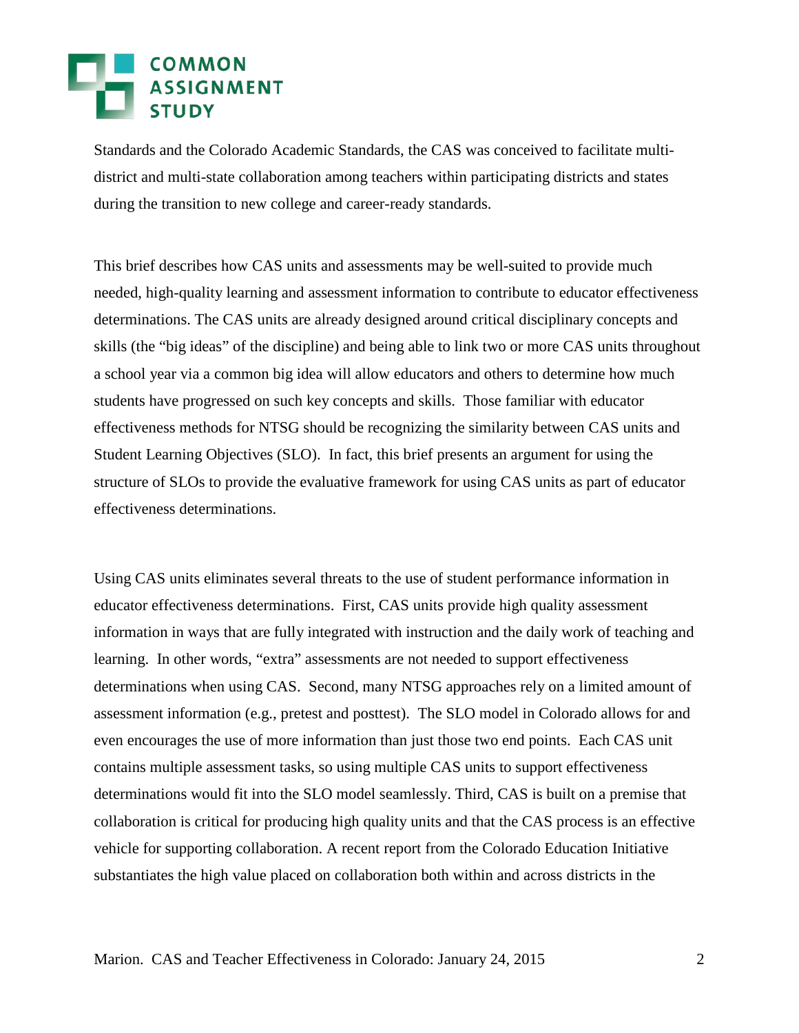Standards and the Colorado Academic Standards, the CAS was conceived to facilitate multi-district and multi-state collaboration among teachers within participating districts and states during the transition to new college and career-ready standards.

This brief describes how CAS units and assessments may be well-suited to provide much needed, high-quality learning and assessment information to contribute to educator effectiveness determinations. The CAS units are already designed around critical disciplinary concepts and skills (the "big ideas" of the discipline) and being able to link two or more CAS units throughout a school year via a common big idea will allow educators and others to determine how much students have progressed on such key concepts and skills. Those familiar with educator effectiveness methods for NTSG should be recognizing the similarity between CAS units and Student Learning Objectives (SLO). In fact, this brief presents an argument for using the structure of SLOs to provide the evaluative framework for using CAS units as part of educator effectiveness determinations.

Using CAS units eliminates several threats to the use of student performance information in educator effectiveness determinations. First, CAS units provide high quality assessment information in ways that are fully integrated with instruction and the daily work of teaching and learning. In other words, "extra" assessments are not needed to support effectiveness determinations when using CAS. Second, many NTSG approaches rely on a limited amount of assessment information (e.g., pretest and posttest). The SLO model in Colorado allows for and even encourages the use of more information than just those two end points. Each CAS unit contains multiple assessment tasks, so using multiple CAS units to support effectiveness determinations would fit into the SLO model seamlessly. Third, CAS is built on a premise that collaboration is critical for producing high quality units and that the CAS process is an effective vehicle for supporting collaboration. A recent report from the Colorado Education Initiative substantiates the high value placed on collaboration both within and across districts in the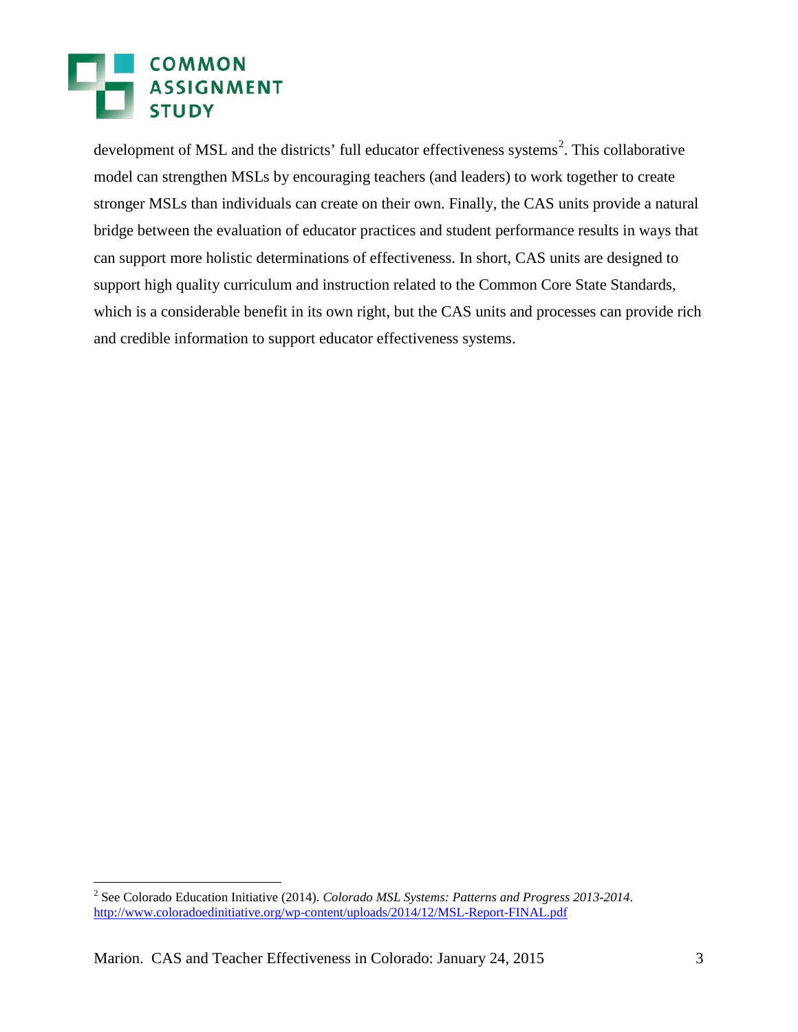development of MSL and the districts' full educator effectiveness systems[2]. This collaborative model can strengthen MSLs by encouraging teachers (and leaders) to work together to create stronger MSLs than individuals can create on their own. Finally, the CAS units provide a natural bridge between the evaluation of educator practices and student performance results in ways that can support more holistic determinations of effectiveness. In short, CAS units are designed to support high quality curriculum and instruction related to the Common Core State Standards, which is a considerable benefit in its own right, but the CAS units and processes can provide rich and credible information to support educator effectiveness systems.

---

[2] See Colorado Education Initiative (2014). *Colorado MSL Systems: Patterns and Progress 2013-2014*. http://www.coloradoedinitiative.org/wp-content/uploads/2014/12/MSL-Report-FINAL.pdf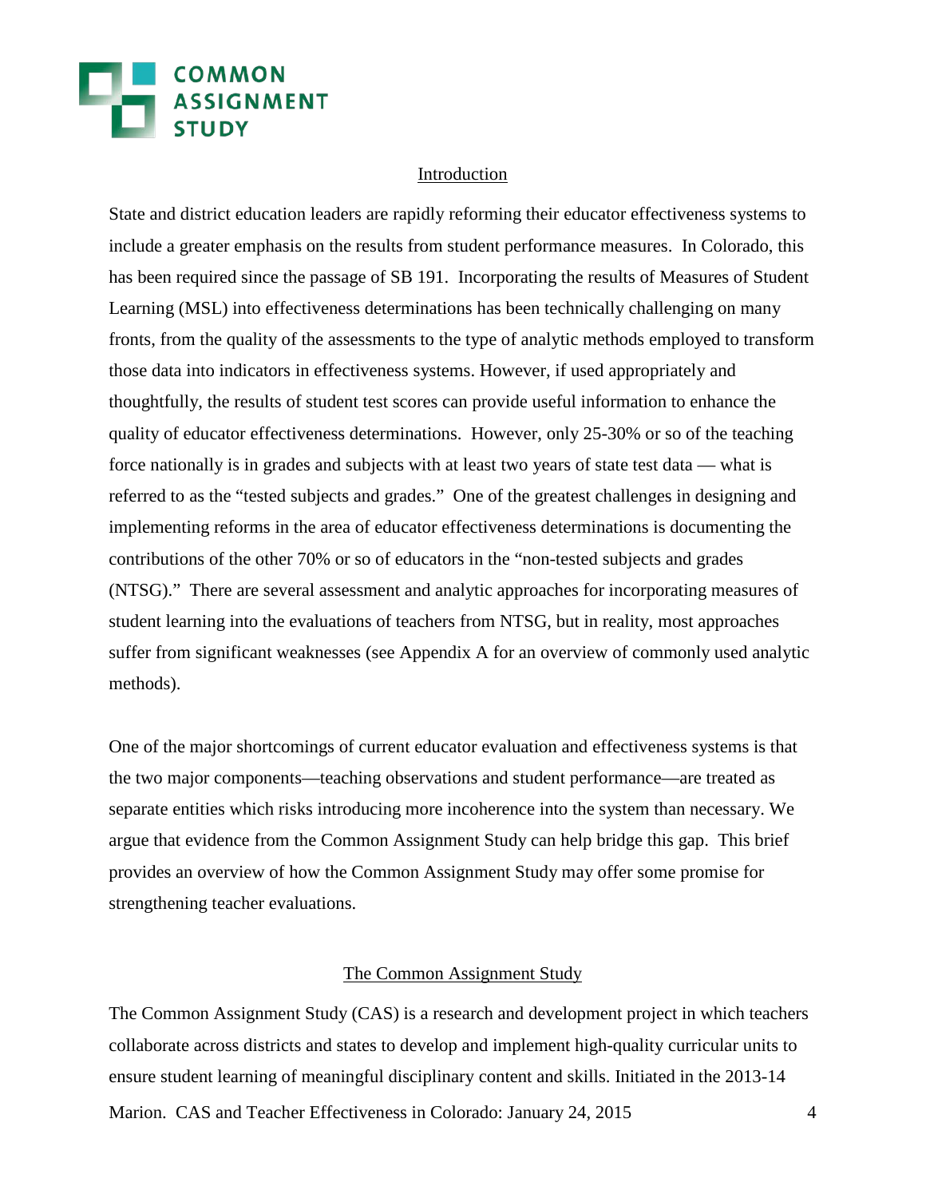## Introduction

State and district education leaders are rapidly reforming their educator effectiveness systems to include a greater emphasis on the results from student performance measures. In Colorado, this has been required since the passage of SB 191. Incorporating the results of Measures of Student Learning (MSL) into effectiveness determinations has been technically challenging on many fronts, from the quality of the assessments to the type of analytic methods employed to transform those data into indicators in effectiveness systems. However, if used appropriately and thoughtfully, the results of student test scores can provide useful information to enhance the quality of educator effectiveness determinations. However, only 25-30% or so of the teaching force nationally is in grades and subjects with at least two years of state test data — what is referred to as the "tested subjects and grades." One of the greatest challenges in designing and implementing reforms in the area of educator effectiveness determinations is documenting the contributions of the other 70% or so of educators in the "non-tested subjects and grades (NTSG)." There are several assessment and analytic approaches for incorporating measures of student learning into the evaluations of teachers from NTSG, but in reality, most approaches suffer from significant weaknesses (see Appendix A for an overview of commonly used analytic methods).

One of the major shortcomings of current educator evaluation and effectiveness systems is that the two major components—teaching observations and student performance—are treated as separate entities which risks introducing more incoherence into the system than necessary. We argue that evidence from the Common Assignment Study can help bridge this gap. This brief provides an overview of how the Common Assignment Study may offer some promise for strengthening teacher evaluations.

## The Common Assignment Study

The Common Assignment Study (CAS) is a research and development project in which teachers collaborate across districts and states to develop and implement high-quality curricular units to ensure student learning of meaningful disciplinary content and skills. Initiated in the 2013-14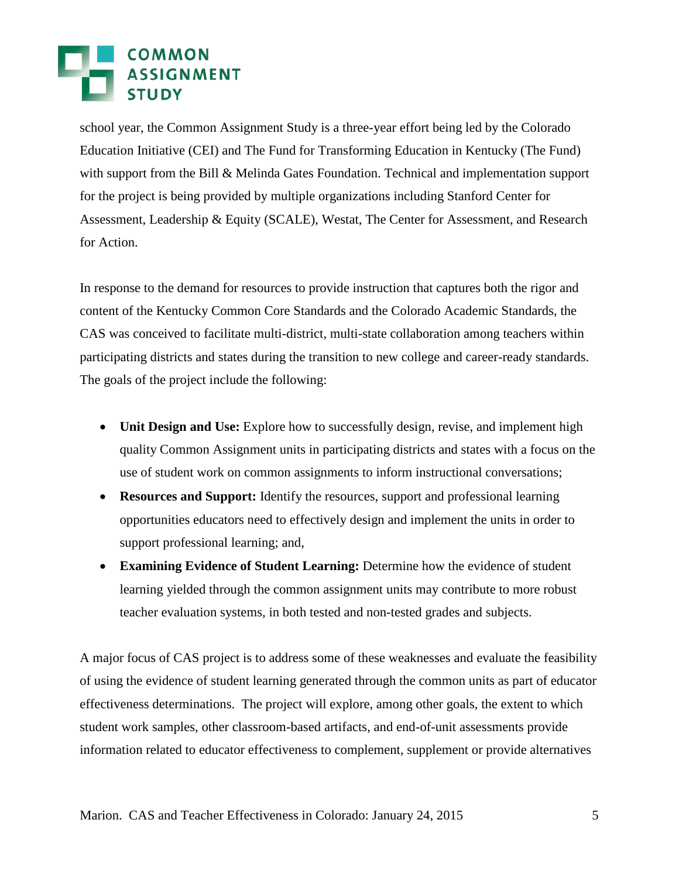school year, the Common Assignment Study is a three-year effort being led by the Colorado Education Initiative (CEI) and The Fund for Transforming Education in Kentucky (The Fund) with support from the Bill & Melinda Gates Foundation. Technical and implementation support for the project is being provided by multiple organizations including Stanford Center for Assessment, Leadership & Equity (SCALE), Westat, The Center for Assessment, and Research for Action.

In response to the demand for resources to provide instruction that captures both the rigor and content of the Kentucky Common Core Standards and the Colorado Academic Standards, the CAS was conceived to facilitate multi-district, multi-state collaboration among teachers within participating districts and states during the transition to new college and career-ready standards. The goals of the project include the following:

- **Unit Design and Use:** Explore how to successfully design, revise, and implement high quality Common Assignment units in participating districts and states with a focus on the use of student work on common assignments to inform instructional conversations;
- **Resources and Support:** Identify the resources, support and professional learning opportunities educators need to effectively design and implement the units in order to support professional learning; and,
- **Examining Evidence of Student Learning:** Determine how the evidence of student learning yielded through the common assignment units may contribute to more robust teacher evaluation systems, in both tested and non-tested grades and subjects.

A major focus of CAS project is to address some of these weaknesses and evaluate the feasibility of using the evidence of student learning generated through the common units as part of educator effectiveness determinations. The project will explore, among other goals, the extent to which student work samples, other classroom-based artifacts, and end-of-unit assessments provide information related to educator effectiveness to complement, supplement or provide alternatives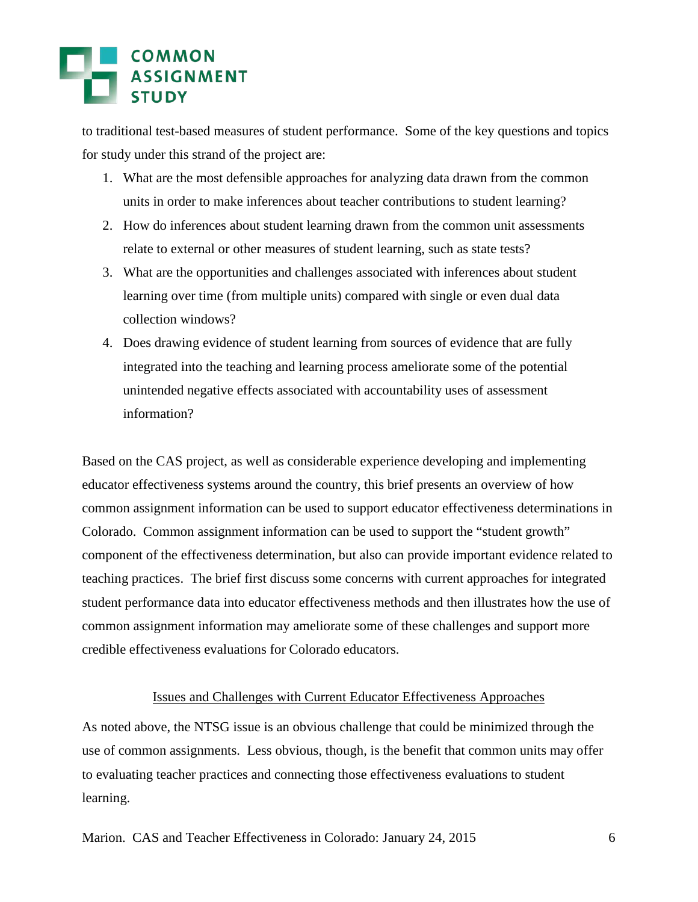to traditional test-based measures of student performance. Some of the key questions and topics for study under this strand of the project are:

1. What are the most defensible approaches for analyzing data drawn from the common units in order to make inferences about teacher contributions to student learning?
2. How do inferences about student learning drawn from the common unit assessments relate to external or other measures of student learning, such as state tests?
3. What are the opportunities and challenges associated with inferences about student learning over time (from multiple units) compared with single or even dual data collection windows?
4. Does drawing evidence of student learning from sources of evidence that are fully integrated into the teaching and learning process ameliorate some of the potential unintended negative effects associated with accountability uses of assessment information?

Based on the CAS project, as well as considerable experience developing and implementing educator effectiveness systems around the country, this brief presents an overview of how common assignment information can be used to support educator effectiveness determinations in Colorado. Common assignment information can be used to support the "student growth" component of the effectiveness determination, but also can provide important evidence related to teaching practices. The brief first discuss some concerns with current approaches for integrated student performance data into educator effectiveness methods and then illustrates how the use of common assignment information may ameliorate some of these challenges and support more credible effectiveness evaluations for Colorado educators.

## Issues and Challenges with Current Educator Effectiveness Approaches

As noted above, the NTSG issue is an obvious challenge that could be minimized through the use of common assignments. Less obvious, though, is the benefit that common units may offer to evaluating teacher practices and connecting those effectiveness evaluations to student learning.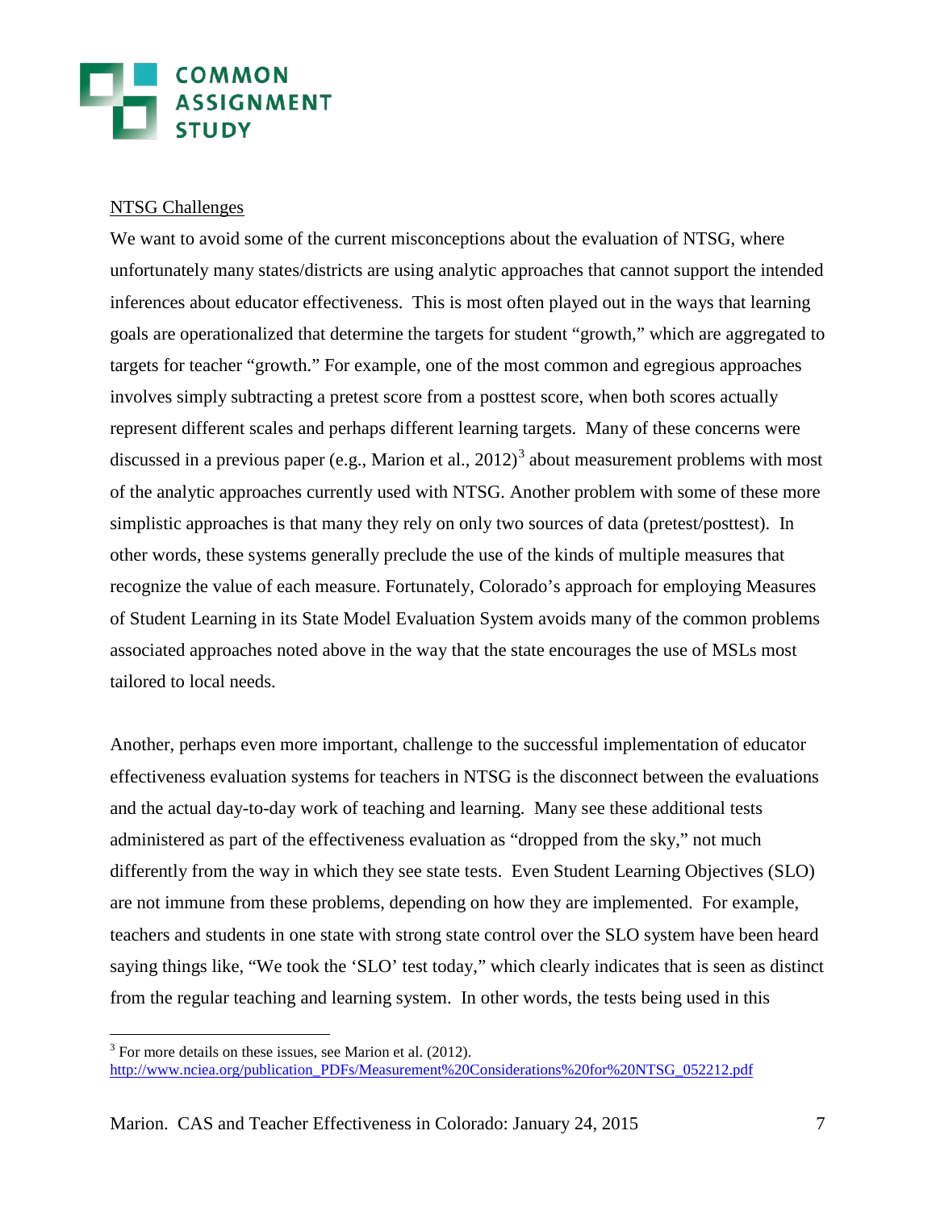<u>NTSG Challenges</u>

We want to avoid some of the current misconceptions about the evaluation of NTSG, where unfortunately many states/districts are using analytic approaches that cannot support the intended inferences about educator effectiveness. This is most often played out in the ways that learning goals are operationalized that determine the targets for student "growth," which are aggregated to targets for teacher "growth." For example, one of the most common and egregious approaches involves simply subtracting a pretest score from a posttest score, when both scores actually represent different scales and perhaps different learning targets. Many of these concerns were discussed in a previous paper (e.g., Marion et al., 2012)[3] about measurement problems with most of the analytic approaches currently used with NTSG. Another problem with some of these more simplistic approaches is that many they rely on only two sources of data (pretest/posttest). In other words, these systems generally preclude the use of the kinds of multiple measures that recognize the value of each measure. Fortunately, Colorado's approach for employing Measures of Student Learning in its State Model Evaluation System avoids many of the common problems associated approaches noted above in the way that the state encourages the use of MSLs most tailored to local needs.

Another, perhaps even more important, challenge to the successful implementation of educator effectiveness evaluation systems for teachers in NTSG is the disconnect between the evaluations and the actual day-to-day work of teaching and learning. Many see these additional tests administered as part of the effectiveness evaluation as "dropped from the sky," not much differently from the way in which they see state tests. Even Student Learning Objectives (SLO) are not immune from these problems, depending on how they are implemented. For example, teachers and students in one state with strong state control over the SLO system have been heard saying things like, "We took the 'SLO' test today," which clearly indicates that is seen as distinct from the regular teaching and learning system. In other words, the tests being used in this

---

[3] For more details on these issues, see Marion et al. (2012). http://www.nciea.org/publication_PDFs/Measurement%20Considerations%20for%20NTSG_052212.pdf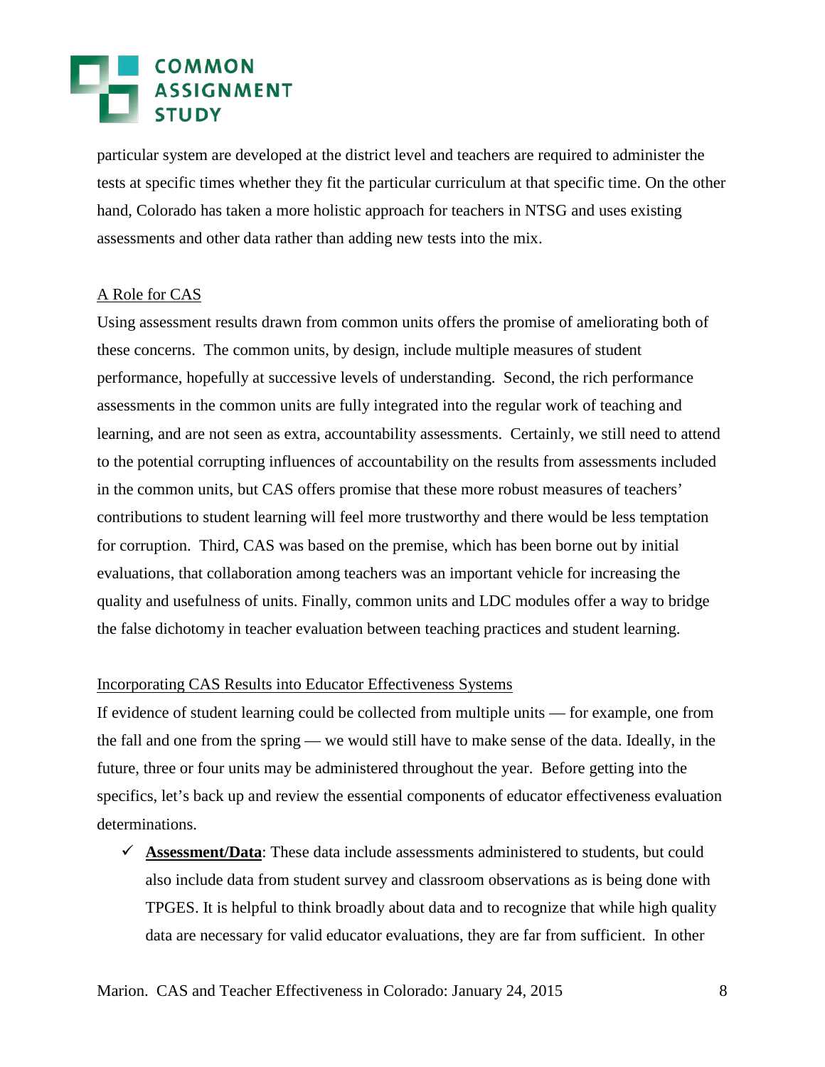particular system are developed at the district level and teachers are required to administer the tests at specific times whether they fit the particular curriculum at that specific time. On the other hand, Colorado has taken a more holistic approach for teachers in NTSG and uses existing assessments and other data rather than adding new tests into the mix.

### A Role for CAS

Using assessment results drawn from common units offers the promise of ameliorating both of these concerns. The common units, by design, include multiple measures of student performance, hopefully at successive levels of understanding. Second, the rich performance assessments in the common units are fully integrated into the regular work of teaching and learning, and are not seen as extra, accountability assessments. Certainly, we still need to attend to the potential corrupting influences of accountability on the results from assessments included in the common units, but CAS offers promise that these more robust measures of teachers' contributions to student learning will feel more trustworthy and there would be less temptation for corruption. Third, CAS was based on the premise, which has been borne out by initial evaluations, that collaboration among teachers was an important vehicle for increasing the quality and usefulness of units. Finally, common units and LDC modules offer a way to bridge the false dichotomy in teacher evaluation between teaching practices and student learning.

### Incorporating CAS Results into Educator Effectiveness Systems

If evidence of student learning could be collected from multiple units — for example, one from the fall and one from the spring — we would still have to make sense of the data. Ideally, in the future, three or four units may be administered throughout the year. Before getting into the specifics, let's back up and review the essential components of educator effectiveness evaluation determinations.

- ✓ **Assessment/Data**: These data include assessments administered to students, but could also include data from student survey and classroom observations as is being done with TPGES. It is helpful to think broadly about data and to recognize that while high quality data are necessary for valid educator evaluations, they are far from sufficient. In other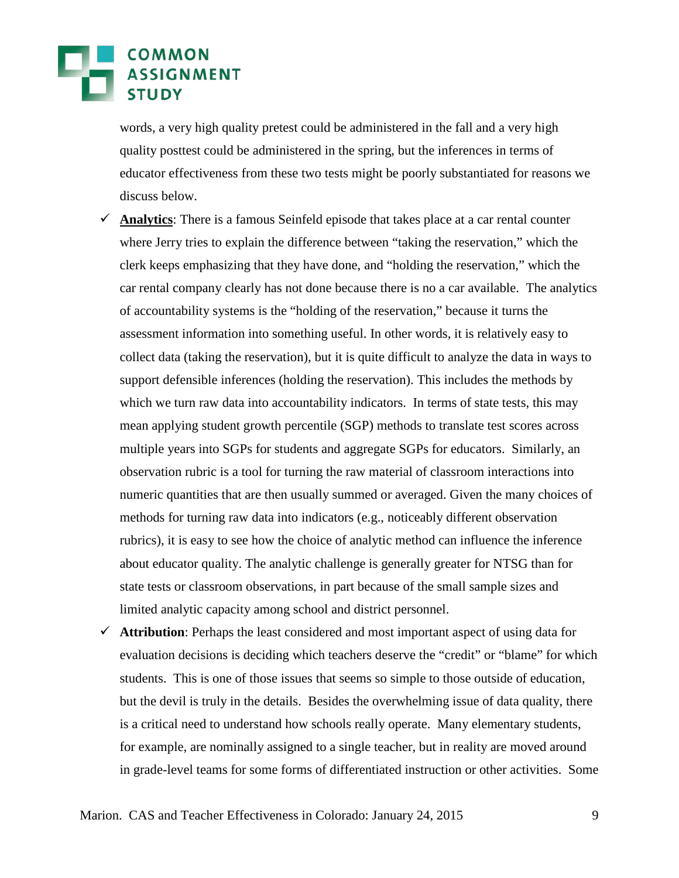words, a very high quality pretest could be administered in the fall and a very high quality posttest could be administered in the spring, but the inferences in terms of educator effectiveness from these two tests might be poorly substantiated for reasons we discuss below.

- ✓ **Analytics**: There is a famous Seinfeld episode that takes place at a car rental counter where Jerry tries to explain the difference between "taking the reservation," which the clerk keeps emphasizing that they have done, and "holding the reservation," which the car rental company clearly has not done because there is no a car available. The analytics of accountability systems is the "holding of the reservation," because it turns the assessment information into something useful. In other words, it is relatively easy to collect data (taking the reservation), but it is quite difficult to analyze the data in ways to support defensible inferences (holding the reservation). This includes the methods by which we turn raw data into accountability indicators. In terms of state tests, this may mean applying student growth percentile (SGP) methods to translate test scores across multiple years into SGPs for students and aggregate SGPs for educators. Similarly, an observation rubric is a tool for turning the raw material of classroom interactions into numeric quantities that are then usually summed or averaged. Given the many choices of methods for turning raw data into indicators (e.g., noticeably different observation rubrics), it is easy to see how the choice of analytic method can influence the inference about educator quality. The analytic challenge is generally greater for NTSG than for state tests or classroom observations, in part because of the small sample sizes and limited analytic capacity among school and district personnel.
- ✓ **Attribution**: Perhaps the least considered and most important aspect of using data for evaluation decisions is deciding which teachers deserve the "credit" or "blame" for which students. This is one of those issues that seems so simple to those outside of education, but the devil is truly in the details. Besides the overwhelming issue of data quality, there is a critical need to understand how schools really operate. Many elementary students, for example, are nominally assigned to a single teacher, but in reality are moved around in grade-level teams for some forms of differentiated instruction or other activities. Some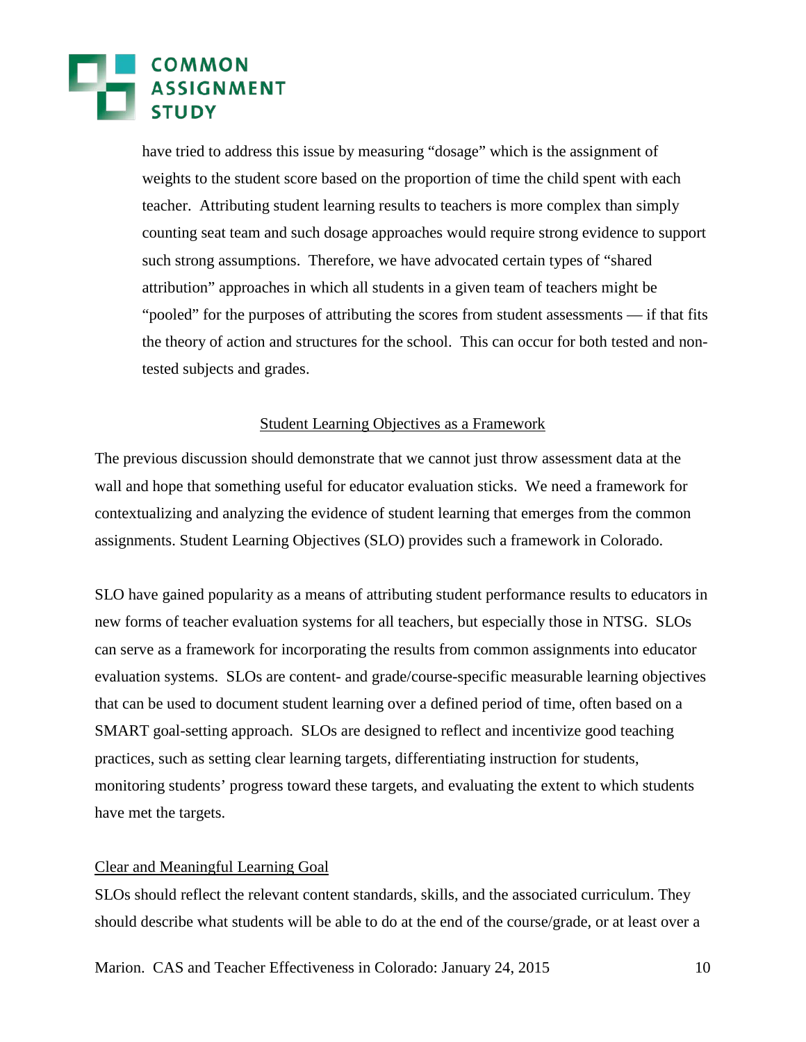have tried to address this issue by measuring "dosage" which is the assignment of weights to the student score based on the proportion of time the child spent with each teacher. Attributing student learning results to teachers is more complex than simply counting seat team and such dosage approaches would require strong evidence to support such strong assumptions. Therefore, we have advocated certain types of "shared attribution" approaches in which all students in a given team of teachers might be "pooled" for the purposes of attributing the scores from student assessments — if that fits the theory of action and structures for the school. This can occur for both tested and non-tested subjects and grades.

## Student Learning Objectives as a Framework

The previous discussion should demonstrate that we cannot just throw assessment data at the wall and hope that something useful for educator evaluation sticks. We need a framework for contextualizing and analyzing the evidence of student learning that emerges from the common assignments. Student Learning Objectives (SLO) provides such a framework in Colorado.

SLO have gained popularity as a means of attributing student performance results to educators in new forms of teacher evaluation systems for all teachers, but especially those in NTSG. SLOs can serve as a framework for incorporating the results from common assignments into educator evaluation systems. SLOs are content- and grade/course-specific measurable learning objectives that can be used to document student learning over a defined period of time, often based on a SMART goal-setting approach. SLOs are designed to reflect and incentivize good teaching practices, such as setting clear learning targets, differentiating instruction for students, monitoring students' progress toward these targets, and evaluating the extent to which students have met the targets.

### Clear and Meaningful Learning Goal

SLOs should reflect the relevant content standards, skills, and the associated curriculum. They should describe what students will be able to do at the end of the course/grade, or at least over a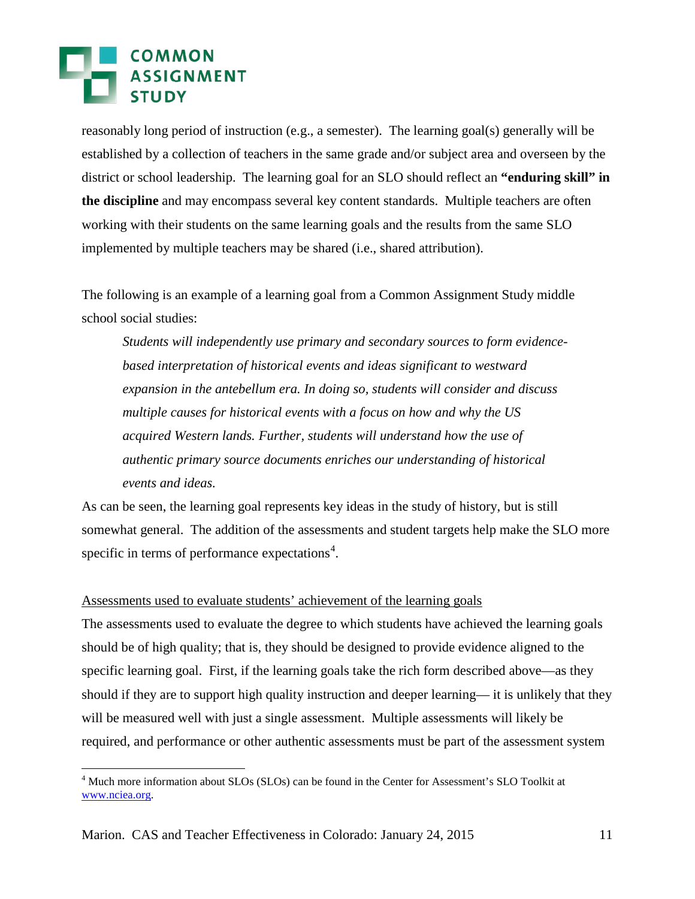reasonably long period of instruction (e.g., a semester). The learning goal(s) generally will be established by a collection of teachers in the same grade and/or subject area and overseen by the district or school leadership. The learning goal for an SLO should reflect an **"enduring skill" in the discipline** and may encompass several key content standards. Multiple teachers are often working with their students on the same learning goals and the results from the same SLO implemented by multiple teachers may be shared (i.e., shared attribution).

The following is an example of a learning goal from a Common Assignment Study middle school social studies:

> *Students will independently use primary and secondary sources to form evidence-based interpretation of historical events and ideas significant to westward expansion in the antebellum era. In doing so, students will consider and discuss multiple causes for historical events with a focus on how and why the US acquired Western lands. Further, students will understand how the use of authentic primary source documents enriches our understanding of historical events and ideas.*

As can be seen, the learning goal represents key ideas in the study of history, but is still somewhat general. The addition of the assessments and student targets help make the SLO more specific in terms of performance expectations[4].

<u>Assessments used to evaluate students' achievement of the learning goals</u>

The assessments used to evaluate the degree to which students have achieved the learning goals should be of high quality; that is, they should be designed to provide evidence aligned to the specific learning goal. First, if the learning goals take the rich form described above—as they should if they are to support high quality instruction and deeper learning— it is unlikely that they will be measured well with just a single assessment. Multiple assessments will likely be required, and performance or other authentic assessments must be part of the assessment system

---

[4] Much more information about SLOs (SLOs) can be found in the Center for Assessment's SLO Toolkit at www.nciea.org.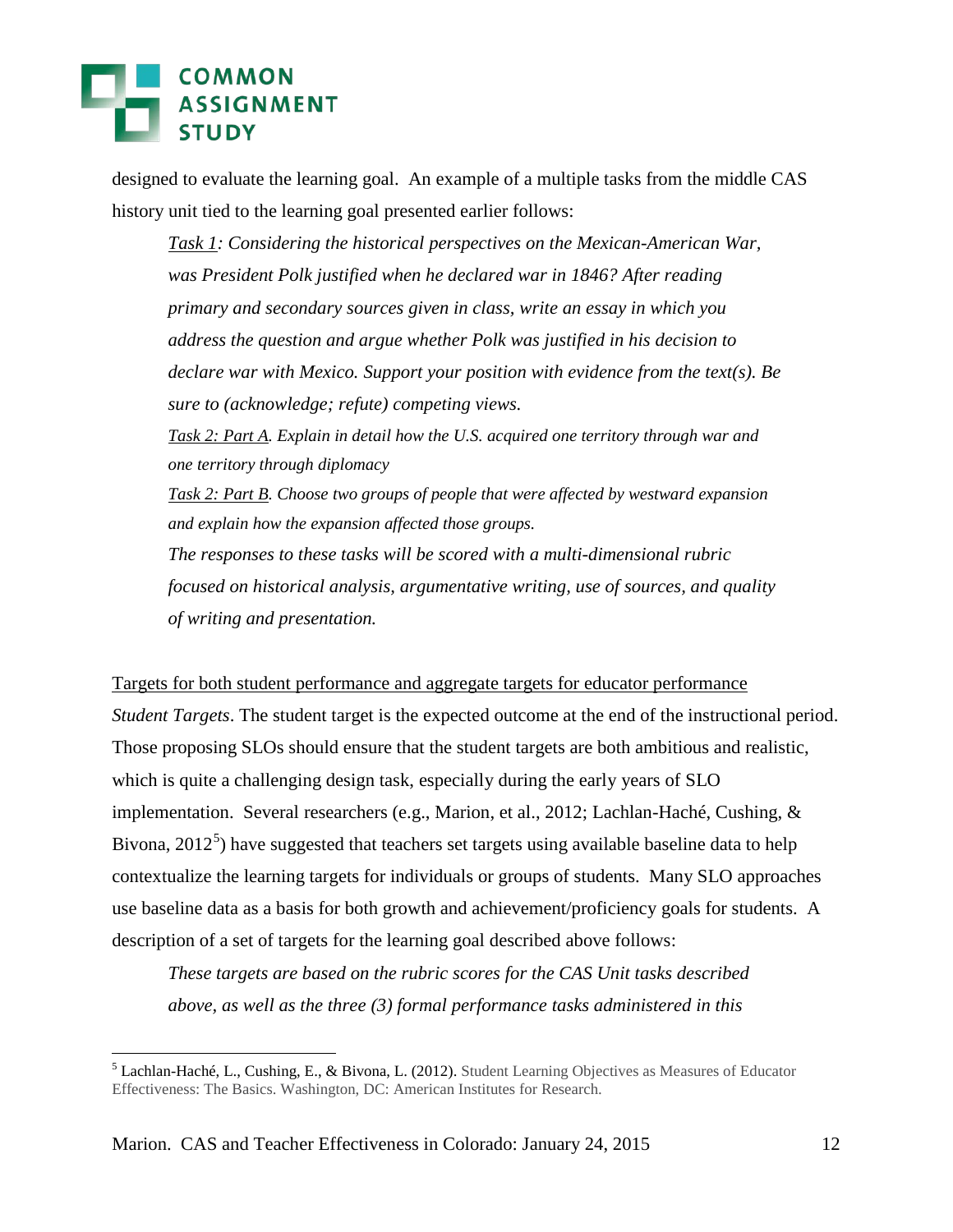designed to evaluate the learning goal. An example of a multiple tasks from the middle CAS history unit tied to the learning goal presented earlier follows:

> *Task 1: Considering the historical perspectives on the Mexican-American War, was President Polk justified when he declared war in 1846? After reading primary and secondary sources given in class, write an essay in which you address the question and argue whether Polk was justified in his decision to declare war with Mexico. Support your position with evidence from the text(s). Be sure to (acknowledge; refute) competing views.*
>
> *Task 2: Part A. Explain in detail how the U.S. acquired one territory through war and one territory through diplomacy*
>
> *Task 2: Part B. Choose two groups of people that were affected by westward expansion and explain how the expansion affected those groups.*
>
> *The responses to these tasks will be scored with a multi-dimensional rubric focused on historical analysis, argumentative writing, use of sources, and quality of writing and presentation.*

Targets for both student performance and aggregate targets for educator performance

*Student Targets*. The student target is the expected outcome at the end of the instructional period. Those proposing SLOs should ensure that the student targets are both ambitious and realistic, which is quite a challenging design task, especially during the early years of SLO implementation. Several researchers (e.g., Marion, et al., 2012; Lachlan-Haché, Cushing, & Bivona, 2012[5]) have suggested that teachers set targets using available baseline data to help contextualize the learning targets for individuals or groups of students. Many SLO approaches use baseline data as a basis for both growth and achievement/proficiency goals for students. A description of a set of targets for the learning goal described above follows:

> *These targets are based on the rubric scores for the CAS Unit tasks described above, as well as the three (3) formal performance tasks administered in this*

[5] Lachlan-Haché, L., Cushing, E., & Bivona, L. (2012). Student Learning Objectives as Measures of Educator Effectiveness: The Basics. Washington, DC: American Institutes for Research.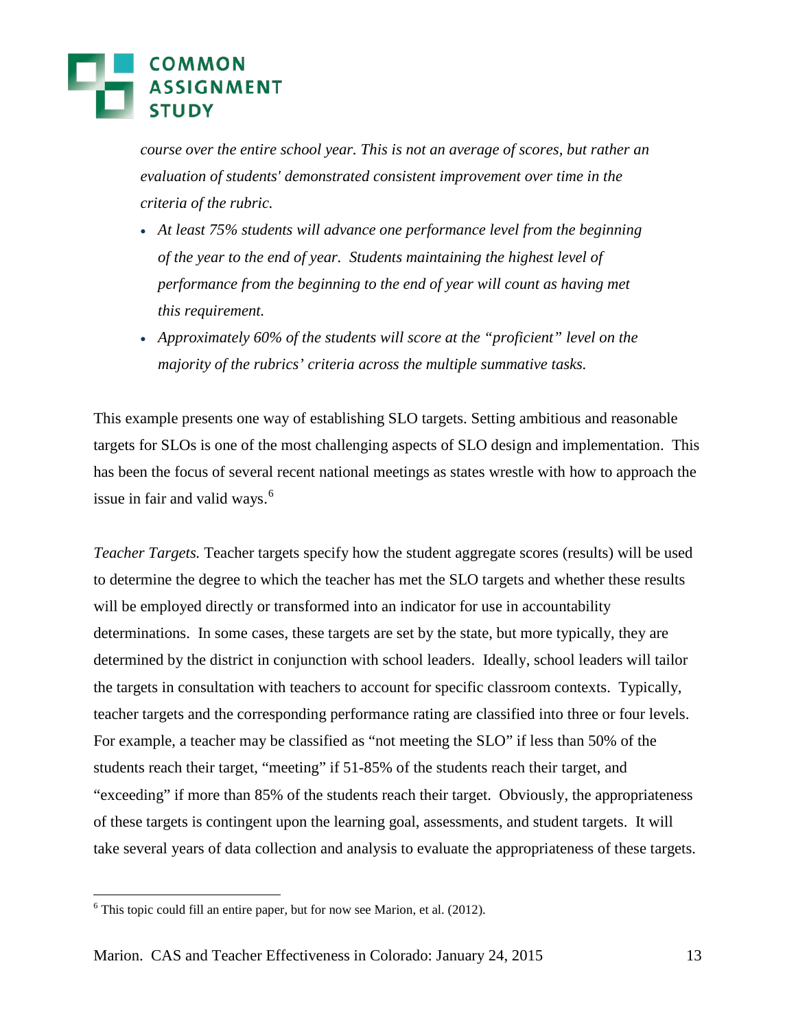*course over the entire school year. This is not an average of scores, but rather an evaluation of students' demonstrated consistent improvement over time in the criteria of the rubric.*

- *At least 75% students will advance one performance level from the beginning of the year to the end of year. Students maintaining the highest level of performance from the beginning to the end of year will count as having met this requirement.*
- *Approximately 60% of the students will score at the "proficient" level on the majority of the rubrics' criteria across the multiple summative tasks.*

This example presents one way of establishing SLO targets. Setting ambitious and reasonable targets for SLOs is one of the most challenging aspects of SLO design and implementation. This has been the focus of several recent national meetings as states wrestle with how to approach the issue in fair and valid ways.[6]

*Teacher Targets.* Teacher targets specify how the student aggregate scores (results) will be used to determine the degree to which the teacher has met the SLO targets and whether these results will be employed directly or transformed into an indicator for use in accountability determinations. In some cases, these targets are set by the state, but more typically, they are determined by the district in conjunction with school leaders. Ideally, school leaders will tailor the targets in consultation with teachers to account for specific classroom contexts. Typically, teacher targets and the corresponding performance rating are classified into three or four levels. For example, a teacher may be classified as "not meeting the SLO" if less than 50% of the students reach their target, "meeting" if 51-85% of the students reach their target, and "exceeding" if more than 85% of the students reach their target. Obviously, the appropriateness of these targets is contingent upon the learning goal, assessments, and student targets. It will take several years of data collection and analysis to evaluate the appropriateness of these targets.

[6] This topic could fill an entire paper, but for now see Marion, et al. (2012).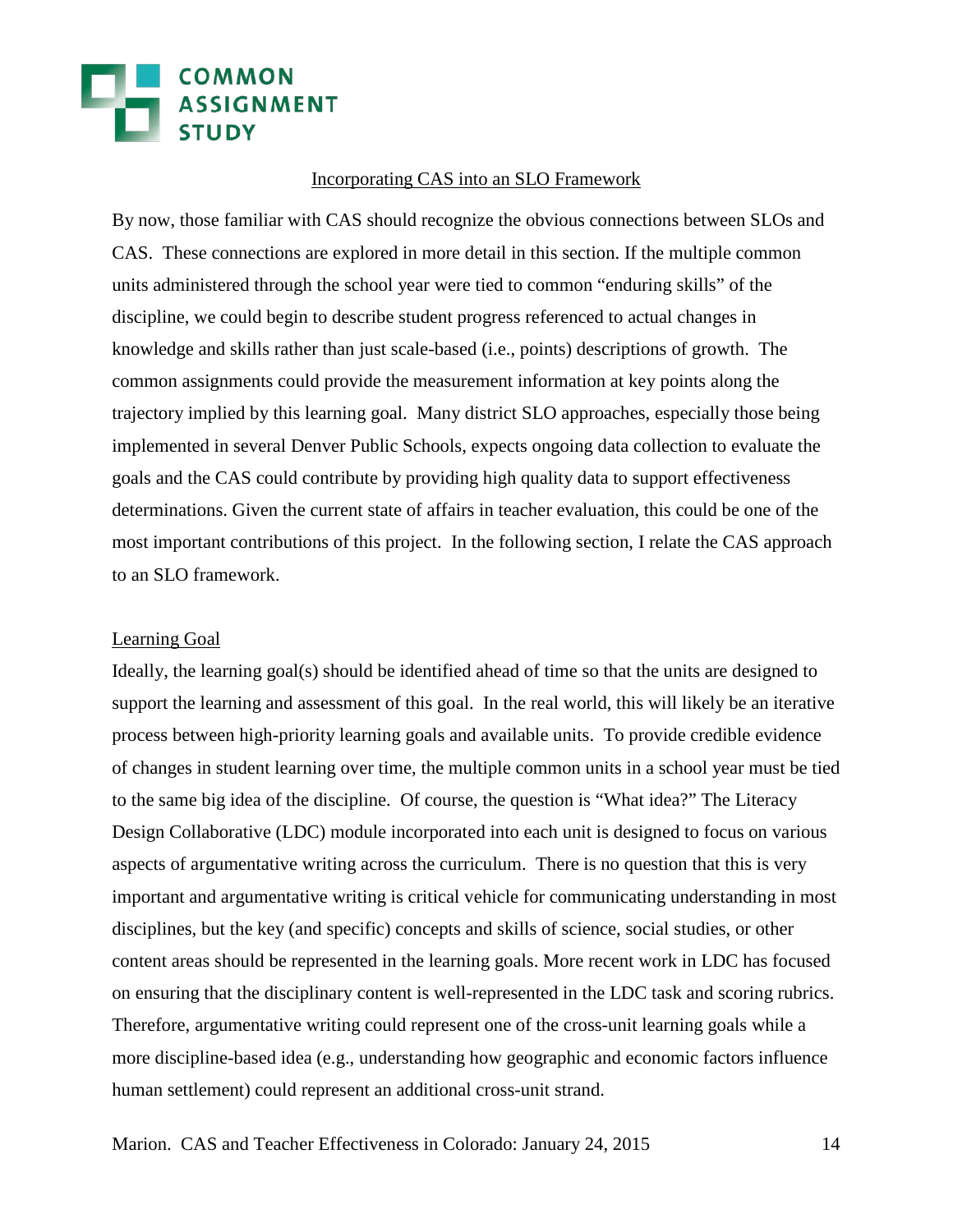## Incorporating CAS into an SLO Framework

By now, those familiar with CAS should recognize the obvious connections between SLOs and CAS. These connections are explored in more detail in this section. If the multiple common units administered through the school year were tied to common "enduring skills" of the discipline, we could begin to describe student progress referenced to actual changes in knowledge and skills rather than just scale-based (i.e., points) descriptions of growth. The common assignments could provide the measurement information at key points along the trajectory implied by this learning goal. Many district SLO approaches, especially those being implemented in several Denver Public Schools, expects ongoing data collection to evaluate the goals and the CAS could contribute by providing high quality data to support effectiveness determinations. Given the current state of affairs in teacher evaluation, this could be one of the most important contributions of this project. In the following section, I relate the CAS approach to an SLO framework.

### Learning Goal

Ideally, the learning goal(s) should be identified ahead of time so that the units are designed to support the learning and assessment of this goal. In the real world, this will likely be an iterative process between high-priority learning goals and available units. To provide credible evidence of changes in student learning over time, the multiple common units in a school year must be tied to the same big idea of the discipline. Of course, the question is "What idea?" The Literacy Design Collaborative (LDC) module incorporated into each unit is designed to focus on various aspects of argumentative writing across the curriculum. There is no question that this is very important and argumentative writing is critical vehicle for communicating understanding in most disciplines, but the key (and specific) concepts and skills of science, social studies, or other content areas should be represented in the learning goals. More recent work in LDC has focused on ensuring that the disciplinary content is well-represented in the LDC task and scoring rubrics. Therefore, argumentative writing could represent one of the cross-unit learning goals while a more discipline-based idea (e.g., understanding how geographic and economic factors influence human settlement) could represent an additional cross-unit strand.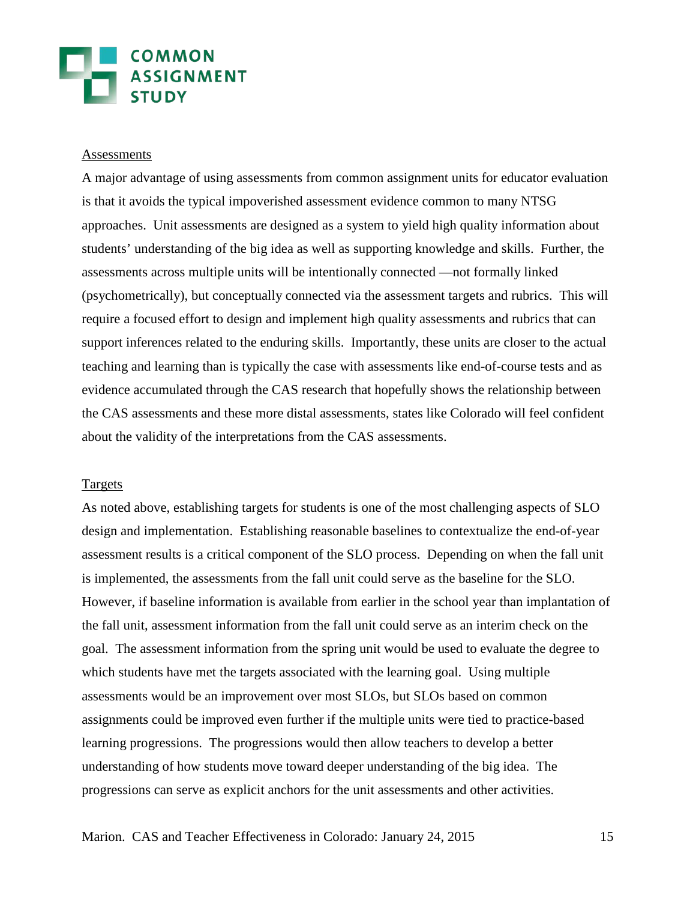<u>Assessments</u>

A major advantage of using assessments from common assignment units for educator evaluation is that it avoids the typical impoverished assessment evidence common to many NTSG approaches. Unit assessments are designed as a system to yield high quality information about students' understanding of the big idea as well as supporting knowledge and skills. Further, the assessments across multiple units will be intentionally connected —not formally linked (psychometrically), but conceptually connected via the assessment targets and rubrics. This will require a focused effort to design and implement high quality assessments and rubrics that can support inferences related to the enduring skills. Importantly, these units are closer to the actual teaching and learning than is typically the case with assessments like end-of-course tests and as evidence accumulated through the CAS research that hopefully shows the relationship between the CAS assessments and these more distal assessments, states like Colorado will feel confident about the validity of the interpretations from the CAS assessments.

<u>Targets</u>

As noted above, establishing targets for students is one of the most challenging aspects of SLO design and implementation. Establishing reasonable baselines to contextualize the end-of-year assessment results is a critical component of the SLO process. Depending on when the fall unit is implemented, the assessments from the fall unit could serve as the baseline for the SLO. However, if baseline information is available from earlier in the school year than implantation of the fall unit, assessment information from the fall unit could serve as an interim check on the goal. The assessment information from the spring unit would be used to evaluate the degree to which students have met the targets associated with the learning goal. Using multiple assessments would be an improvement over most SLOs, but SLOs based on common assignments could be improved even further if the multiple units were tied to practice-based learning progressions. The progressions would then allow teachers to develop a better understanding of how students move toward deeper understanding of the big idea. The progressions can serve as explicit anchors for the unit assessments and other activities.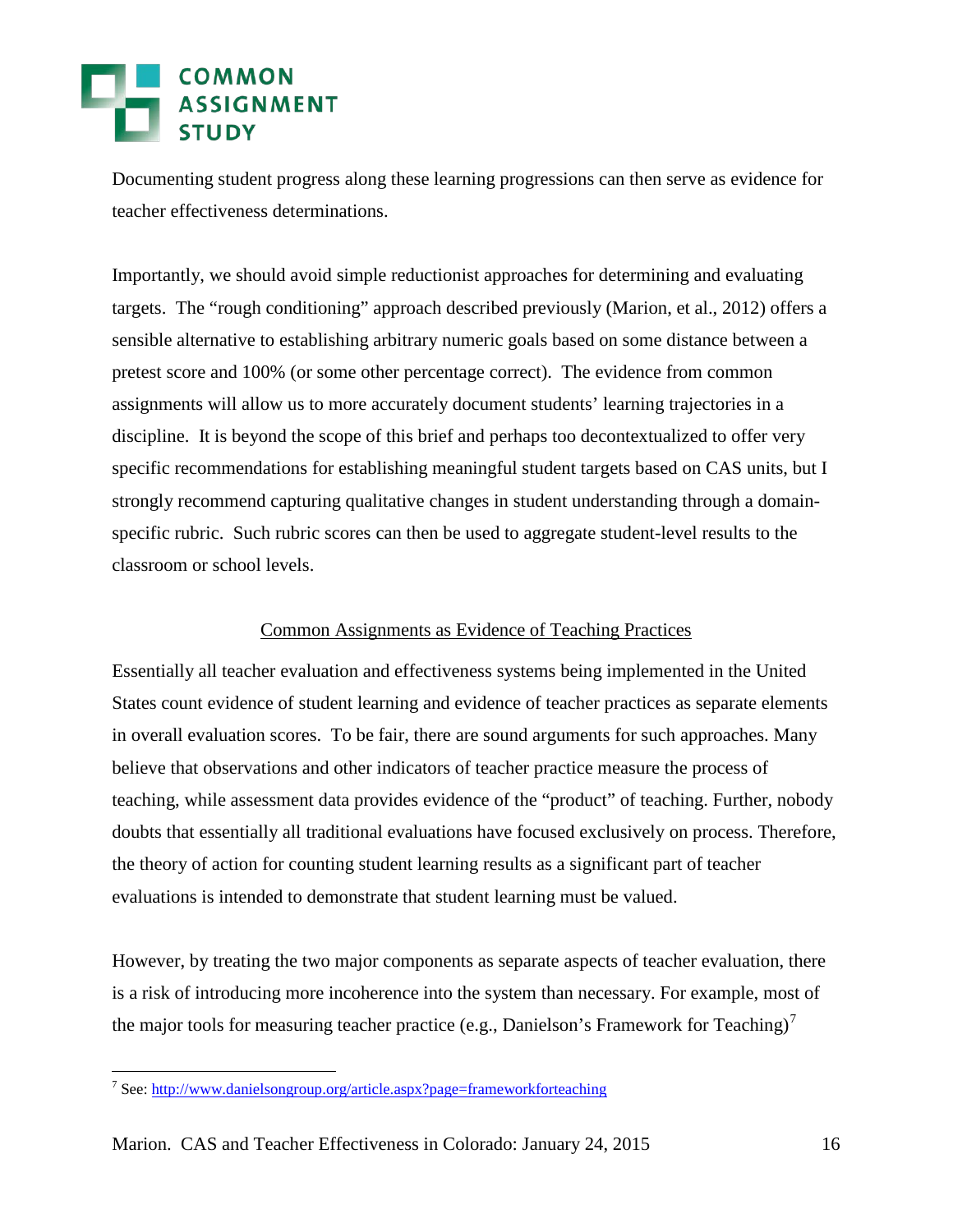Documenting student progress along these learning progressions can then serve as evidence for teacher effectiveness determinations.

Importantly, we should avoid simple reductionist approaches for determining and evaluating targets. The "rough conditioning" approach described previously (Marion, et al., 2012) offers a sensible alternative to establishing arbitrary numeric goals based on some distance between a pretest score and 100% (or some other percentage correct). The evidence from common assignments will allow us to more accurately document students' learning trajectories in a discipline. It is beyond the scope of this brief and perhaps too decontextualized to offer very specific recommendations for establishing meaningful student targets based on CAS units, but I strongly recommend capturing qualitative changes in student understanding through a domain-specific rubric. Such rubric scores can then be used to aggregate student-level results to the classroom or school levels.

## Common Assignments as Evidence of Teaching Practices

Essentially all teacher evaluation and effectiveness systems being implemented in the United States count evidence of student learning and evidence of teacher practices as separate elements in overall evaluation scores. To be fair, there are sound arguments for such approaches. Many believe that observations and other indicators of teacher practice measure the process of teaching, while assessment data provides evidence of the "product" of teaching. Further, nobody doubts that essentially all traditional evaluations have focused exclusively on process. Therefore, the theory of action for counting student learning results as a significant part of teacher evaluations is intended to demonstrate that student learning must be valued.

However, by treating the two major components as separate aspects of teacher evaluation, there is a risk of introducing more incoherence into the system than necessary. For example, most of the major tools for measuring teacher practice (e.g., Danielson's Framework for Teaching)[7]

---

[7] See: http://www.danielsongroup.org/article.aspx?page=frameworkforteaching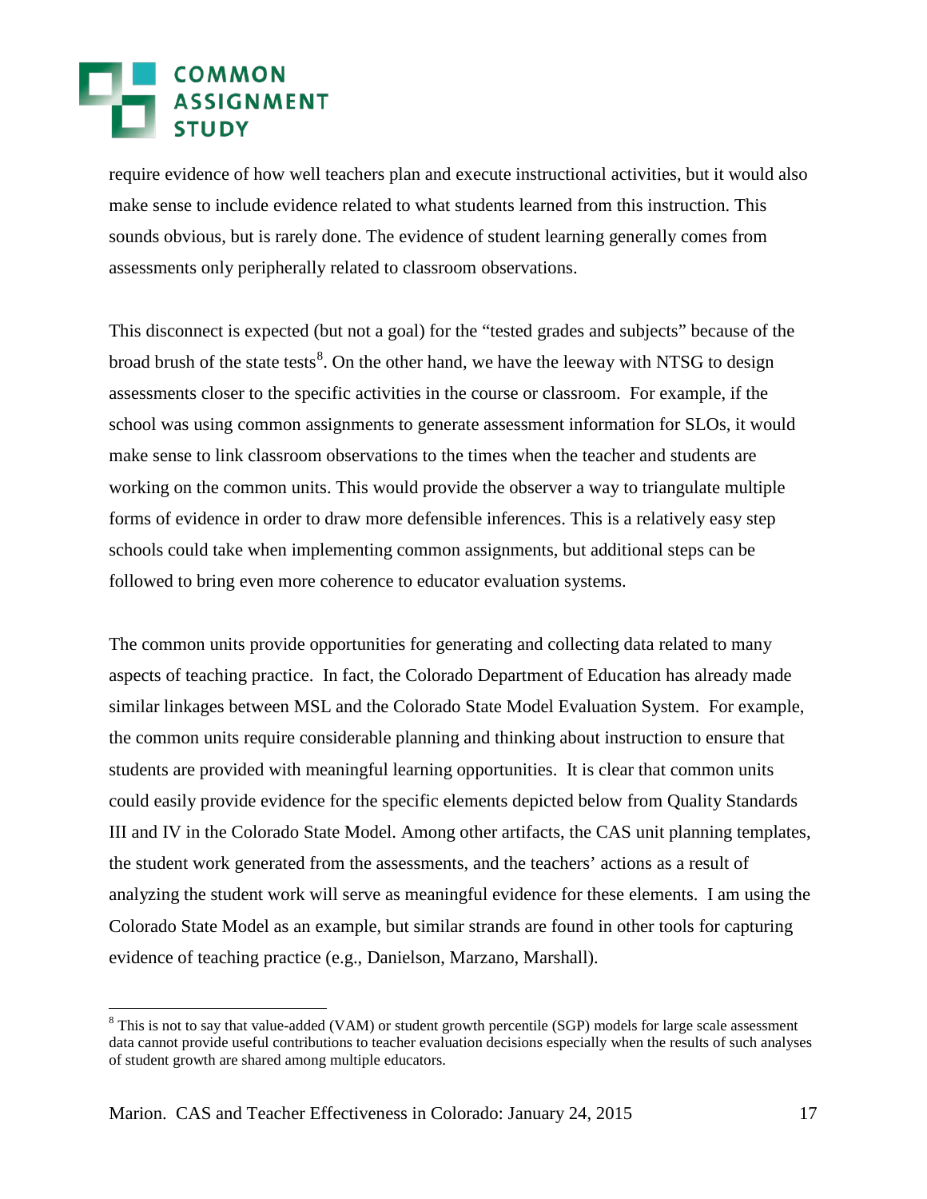require evidence of how well teachers plan and execute instructional activities, but it would also make sense to include evidence related to what students learned from this instruction. This sounds obvious, but is rarely done. The evidence of student learning generally comes from assessments only peripherally related to classroom observations.

This disconnect is expected (but not a goal) for the "tested grades and subjects" because of the broad brush of the state tests[8]. On the other hand, we have the leeway with NTSG to design assessments closer to the specific activities in the course or classroom. For example, if the school was using common assignments to generate assessment information for SLOs, it would make sense to link classroom observations to the times when the teacher and students are working on the common units. This would provide the observer a way to triangulate multiple forms of evidence in order to draw more defensible inferences. This is a relatively easy step schools could take when implementing common assignments, but additional steps can be followed to bring even more coherence to educator evaluation systems.

The common units provide opportunities for generating and collecting data related to many aspects of teaching practice. In fact, the Colorado Department of Education has already made similar linkages between MSL and the Colorado State Model Evaluation System. For example, the common units require considerable planning and thinking about instruction to ensure that students are provided with meaningful learning opportunities. It is clear that common units could easily provide evidence for the specific elements depicted below from Quality Standards III and IV in the Colorado State Model. Among other artifacts, the CAS unit planning templates, the student work generated from the assessments, and the teachers' actions as a result of analyzing the student work will serve as meaningful evidence for these elements. I am using the Colorado State Model as an example, but similar strands are found in other tools for capturing evidence of teaching practice (e.g., Danielson, Marzano, Marshall).

[8] This is not to say that value-added (VAM) or student growth percentile (SGP) models for large scale assessment data cannot provide useful contributions to teacher evaluation decisions especially when the results of such analyses of student growth are shared among multiple educators.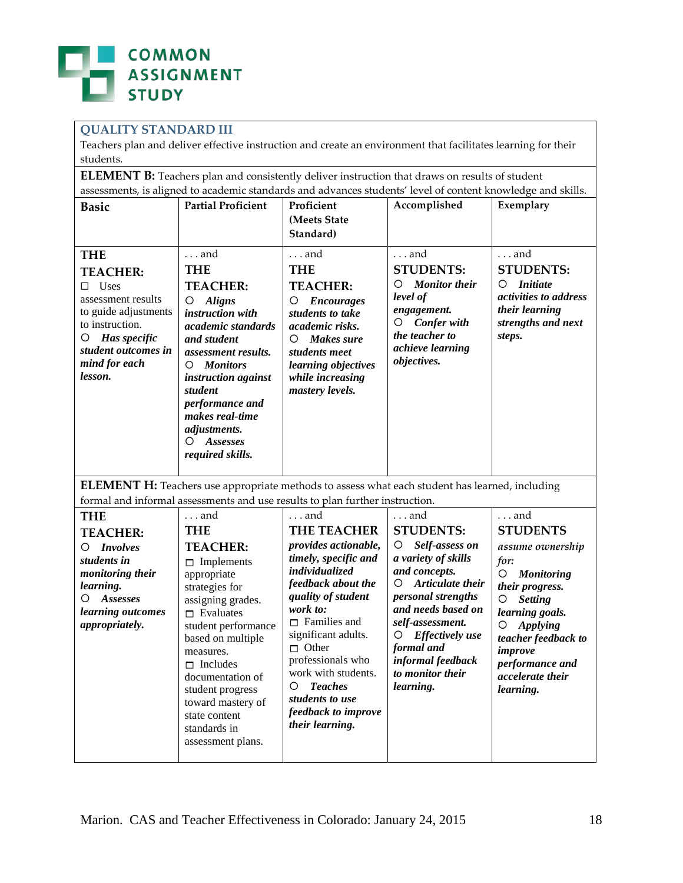**COMMON ASSIGNMENT STUDY**

| **QUALITY STANDARD III** | | | | |
|---|---|---|---|---|
| Teachers plan and deliver effective instruction and create an environment that facilitates learning for their students. | | | | |
| **ELEMENT B:** Teachers plan and consistently deliver instruction that draws on results of student assessments, is aligned to academic standards and advances students' level of content knowledge and skills. | | | | |
| **Basic** | **Partial Proficient** | **Proficient (Meets State Standard)** | **Accomplished** | **Exemplary** |
| **THE TEACHER:** ☐ Uses assessment results to guide adjustments to instruction. ○ ***Has specific student outcomes in mind for each lesson.*** | . . . and **THE TEACHER:** ○ ***Aligns instruction with academic standards and student assessment results.*** ○ ***Monitors instruction against student performance and makes real-time adjustments.*** ○ ***Assesses required skills.*** | . . . and **THE TEACHER:** ○ ***Encourages students to take academic risks.*** ○ ***Makes sure students meet learning objectives while increasing mastery levels.*** | . . . and **STUDENTS:** ○ ***Monitor their level of engagement.*** ○ ***Confer with the teacher to achieve learning objectives.*** | . . . and **STUDENTS:** ○ ***Initiate activities to address their learning strengths and next steps.*** |
| **ELEMENT H:** Teachers use appropriate methods to assess what each student has learned, including formal and informal assessments and use results to plan further instruction. | | | | |
| **THE TEACHER:** ○ ***Involves students in monitoring their learning.*** ○ ***Assesses learning outcomes appropriately.*** | . . . and **THE TEACHER:** ☐ Implements appropriate strategies for assigning grades. ☐ Evaluates student performance based on multiple measures. ☐ Includes documentation of student progress toward mastery of state content standards in assessment plans. | . . . and **THE TEACHER** ***provides actionable, timely, specific and individualized feedback about the quality of student work to:*** ☐ Families and significant adults. ☐ Other professionals who work with students. ○ ***Teaches students to use feedback to improve their learning.*** | . . . and **STUDENTS:** ○ ***Self-assess on a variety of skills and concepts.*** ○ ***Articulate their personal strengths and needs based on self-assessment.*** ○ ***Effectively use formal and informal feedback to monitor their learning.*** | . . . and **STUDENTS** *assume ownership for:* ○ ***Monitoring their progress.*** ○ ***Setting learning goals.*** ○ ***Applying teacher feedback to improve performance and accelerate their learning.*** |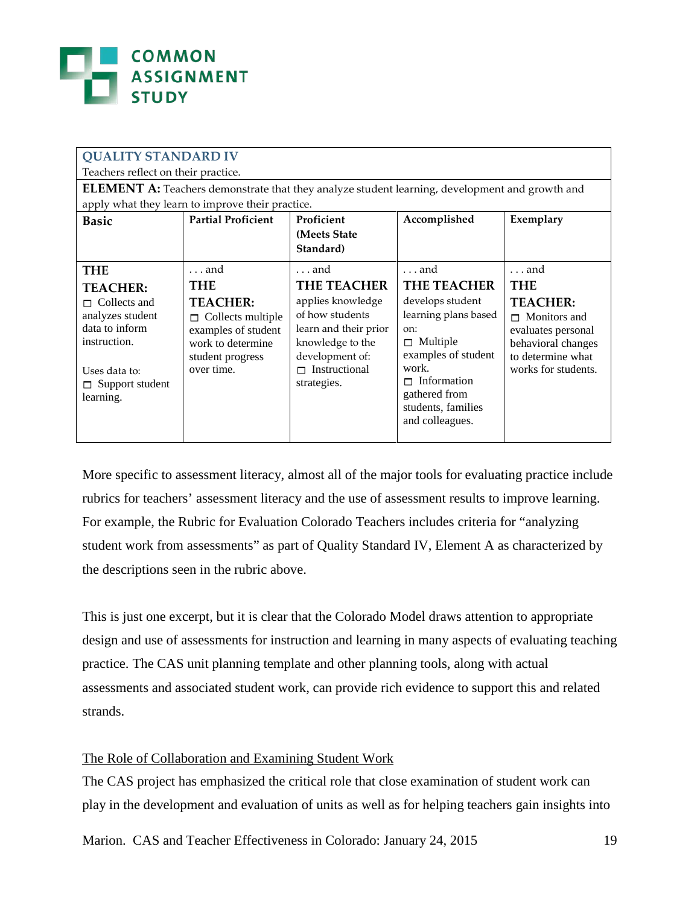| QUALITY STANDARD IV<br>Teachers reflect on their practice. | | | | |
|---|---|---|---|---|
| **ELEMENT A:** Teachers demonstrate that they analyze student learning, development and growth and apply what they learn to improve their practice. | | | | |
| **Basic** | **Partial Proficient** | **Proficient (Meets State Standard)** | **Accomplished** | **Exemplary** |
| **THE TEACHER:**<br>☐ Collects and analyzes student data to inform instruction.<br><br>Uses data to:<br>☐ Support student learning. | . . . and<br>**THE TEACHER:**<br>☐ Collects multiple examples of student work to determine student progress over time. | . . . and<br>**THE TEACHER** applies knowledge of how students learn and their prior knowledge to the development of:<br>☐ Instructional strategies. | . . . and<br>**THE TEACHER** develops student learning plans based on:<br>☐ Multiple examples of student work.<br>☐ Information gathered from students, families and colleagues. | . . . and<br>**THE TEACHER:**<br>☐ Monitors and evaluates personal behavioral changes to determine what works for students. |

More specific to assessment literacy, almost all of the major tools for evaluating practice include rubrics for teachers' assessment literacy and the use of assessment results to improve learning. For example, the Rubric for Evaluation Colorado Teachers includes criteria for "analyzing student work from assessments" as part of Quality Standard IV, Element A as characterized by the descriptions seen in the rubric above.

This is just one excerpt, but it is clear that the Colorado Model draws attention to appropriate design and use of assessments for instruction and learning in many aspects of evaluating teaching practice. The CAS unit planning template and other planning tools, along with actual assessments and associated student work, can provide rich evidence to support this and related strands.

<u>The Role of Collaboration and Examining Student Work</u>

The CAS project has emphasized the critical role that close examination of student work can play in the development and evaluation of units as well as for helping teachers gain insights into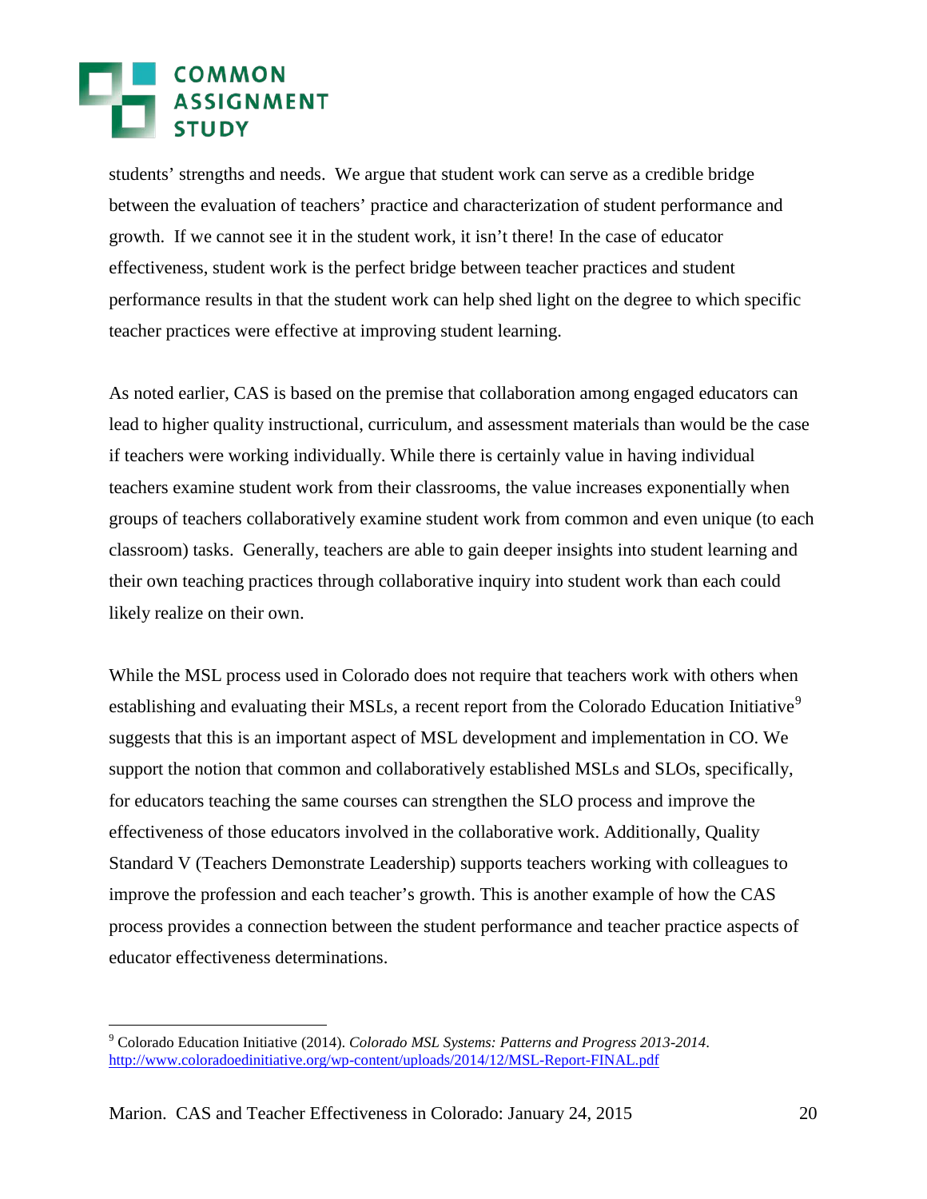students' strengths and needs. We argue that student work can serve as a credible bridge between the evaluation of teachers' practice and characterization of student performance and growth. If we cannot see it in the student work, it isn't there! In the case of educator effectiveness, student work is the perfect bridge between teacher practices and student performance results in that the student work can help shed light on the degree to which specific teacher practices were effective at improving student learning.

As noted earlier, CAS is based on the premise that collaboration among engaged educators can lead to higher quality instructional, curriculum, and assessment materials than would be the case if teachers were working individually. While there is certainly value in having individual teachers examine student work from their classrooms, the value increases exponentially when groups of teachers collaboratively examine student work from common and even unique (to each classroom) tasks. Generally, teachers are able to gain deeper insights into student learning and their own teaching practices through collaborative inquiry into student work than each could likely realize on their own.

While the MSL process used in Colorado does not require that teachers work with others when establishing and evaluating their MSLs, a recent report from the Colorado Education Initiative[9] suggests that this is an important aspect of MSL development and implementation in CO. We support the notion that common and collaboratively established MSLs and SLOs, specifically, for educators teaching the same courses can strengthen the SLO process and improve the effectiveness of those educators involved in the collaborative work. Additionally, Quality Standard V (Teachers Demonstrate Leadership) supports teachers working with colleagues to improve the profession and each teacher's growth. This is another example of how the CAS process provides a connection between the student performance and teacher practice aspects of educator effectiveness determinations.

---

[9] Colorado Education Initiative (2014). *Colorado MSL Systems: Patterns and Progress 2013-2014*. http://www.coloradoedinitiative.org/wp-content/uploads/2014/12/MSL-Report-FINAL.pdf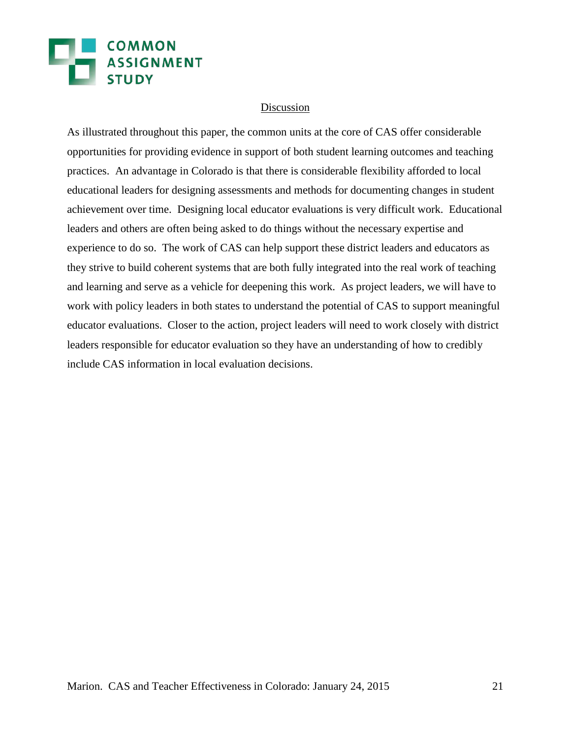## Discussion

As illustrated throughout this paper, the common units at the core of CAS offer considerable opportunities for providing evidence in support of both student learning outcomes and teaching practices. An advantage in Colorado is that there is considerable flexibility afforded to local educational leaders for designing assessments and methods for documenting changes in student achievement over time. Designing local educator evaluations is very difficult work. Educational leaders and others are often being asked to do things without the necessary expertise and experience to do so. The work of CAS can help support these district leaders and educators as they strive to build coherent systems that are both fully integrated into the real work of teaching and learning and serve as a vehicle for deepening this work. As project leaders, we will have to work with policy leaders in both states to understand the potential of CAS to support meaningful educator evaluations. Closer to the action, project leaders will need to work closely with district leaders responsible for educator evaluation so they have an understanding of how to credibly include CAS information in local evaluation decisions.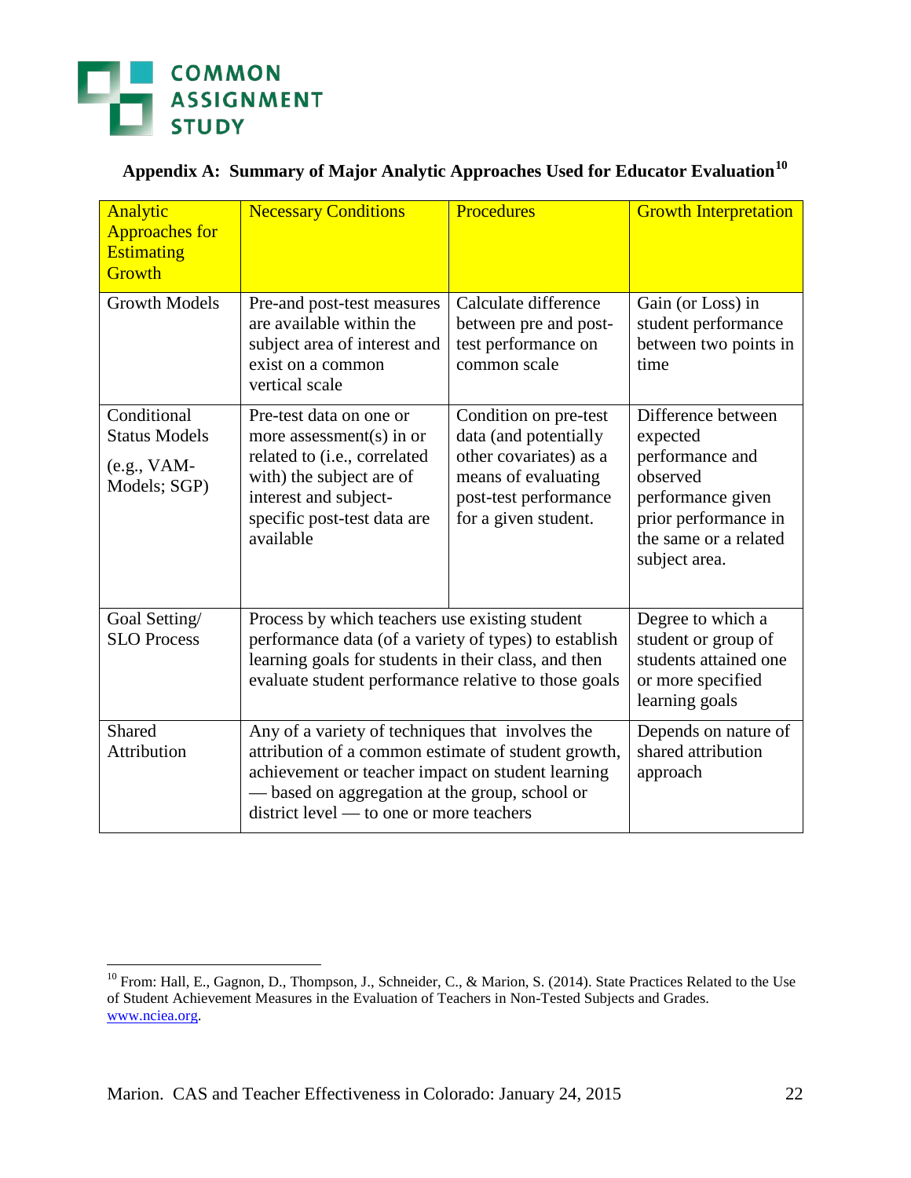COMMON ASSIGNMENT STUDY

## Appendix A: Summary of Major Analytic Approaches Used for Educator Evaluation[10]

| Analytic Approaches for Estimating Growth | Necessary Conditions | Procedures | Growth Interpretation |
|---|---|---|---|
| Growth Models | Pre-and post-test measures are available within the subject area of interest and exist on a common vertical scale | Calculate difference between pre and post-test performance on common scale | Gain (or Loss) in student performance between two points in time |
| Conditional Status Models (e.g., VAM-Models; SGP) | Pre-test data on one or more assessment(s) in or related to (i.e., correlated with) the subject are of interest and subject-specific post-test data are available | Condition on pre-test data (and potentially other covariates) as a means of evaluating post-test performance for a given student. | Difference between expected performance and observed performance given prior performance in the same or a related subject area. |
| Goal Setting/ SLO Process | Process by which teachers use existing student performance data (of a variety of types) to establish learning goals for students in their class, and then evaluate student performance relative to those goals | | Degree to which a student or group of students attained one or more specified learning goals |
| Shared Attribution | Any of a variety of techniques that involves the attribution of a common estimate of student growth, achievement or teacher impact on student learning — based on aggregation at the group, school or district level — to one or more teachers | | Depends on nature of shared attribution approach |

[10] From: Hall, E., Gagnon, D., Thompson, J., Schneider, C., & Marion, S. (2014). State Practices Related to the Use of Student Achievement Measures in the Evaluation of Teachers in Non-Tested Subjects and Grades. www.nciea.org.